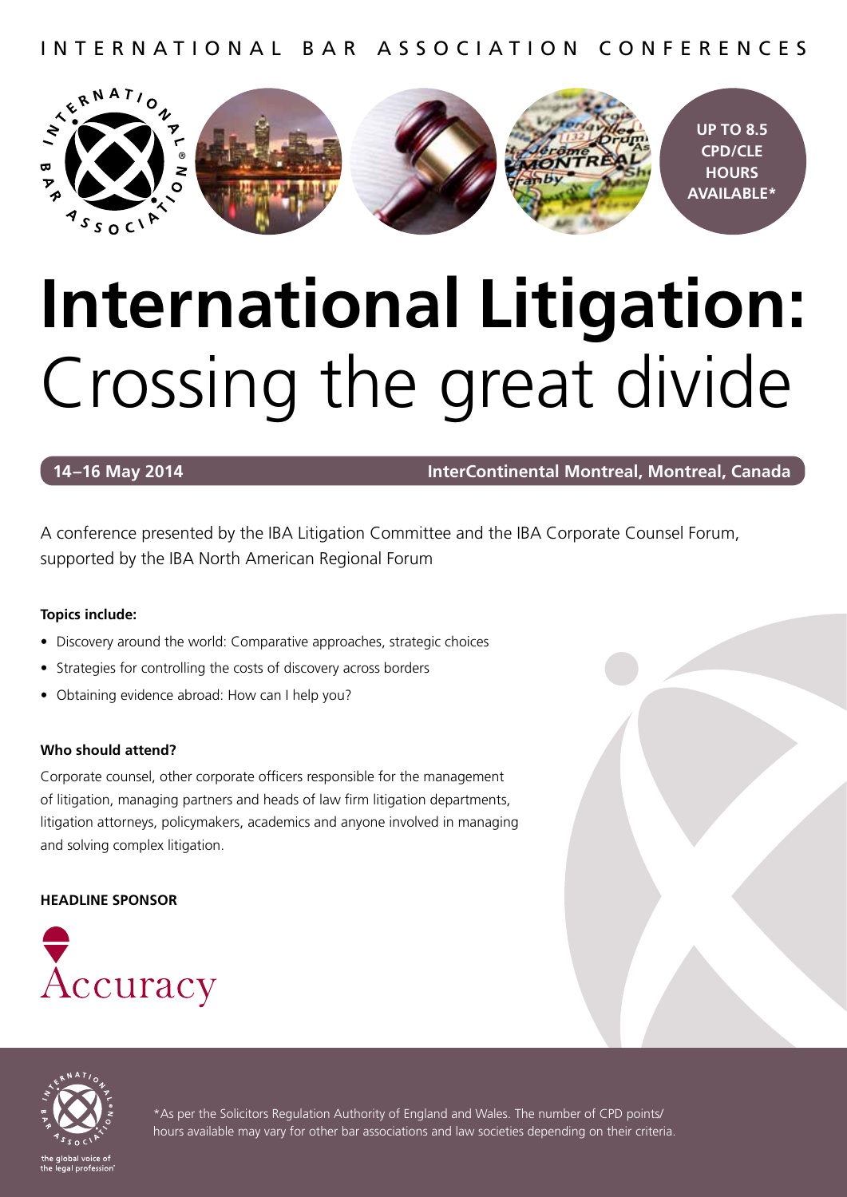INTERNATIONAL BAR ASSOCIATION CONFERENCES

UP TO 8.5 CPD/CLE HOURS AVAILABLE*

# International Litigation: Crossing the great divide

**14–16 May 2014** **InterContinental Montreal, Montreal, Canada**

A conference presented by the IBA Litigation Committee and the IBA Corporate Counsel Forum, supported by the IBA North American Regional Forum

**Topics include:**

- Discovery around the world: Comparative approaches, strategic choices
- Strategies for controlling the costs of discovery across borders
- Obtaining evidence abroad: How can I help you?

**Who should attend?**

Corporate counsel, other corporate officers responsible for the management of litigation, managing partners and heads of law firm litigation departments, litigation attorneys, policymakers, academics and anyone involved in managing and solving complex litigation.

**HEADLINE SPONSOR**

Accuracy

the global voice of the legal profession

*As per the Solicitors Regulation Authority of England and Wales. The number of CPD points/hours available may vary for other bar associations and law societies depending on their criteria.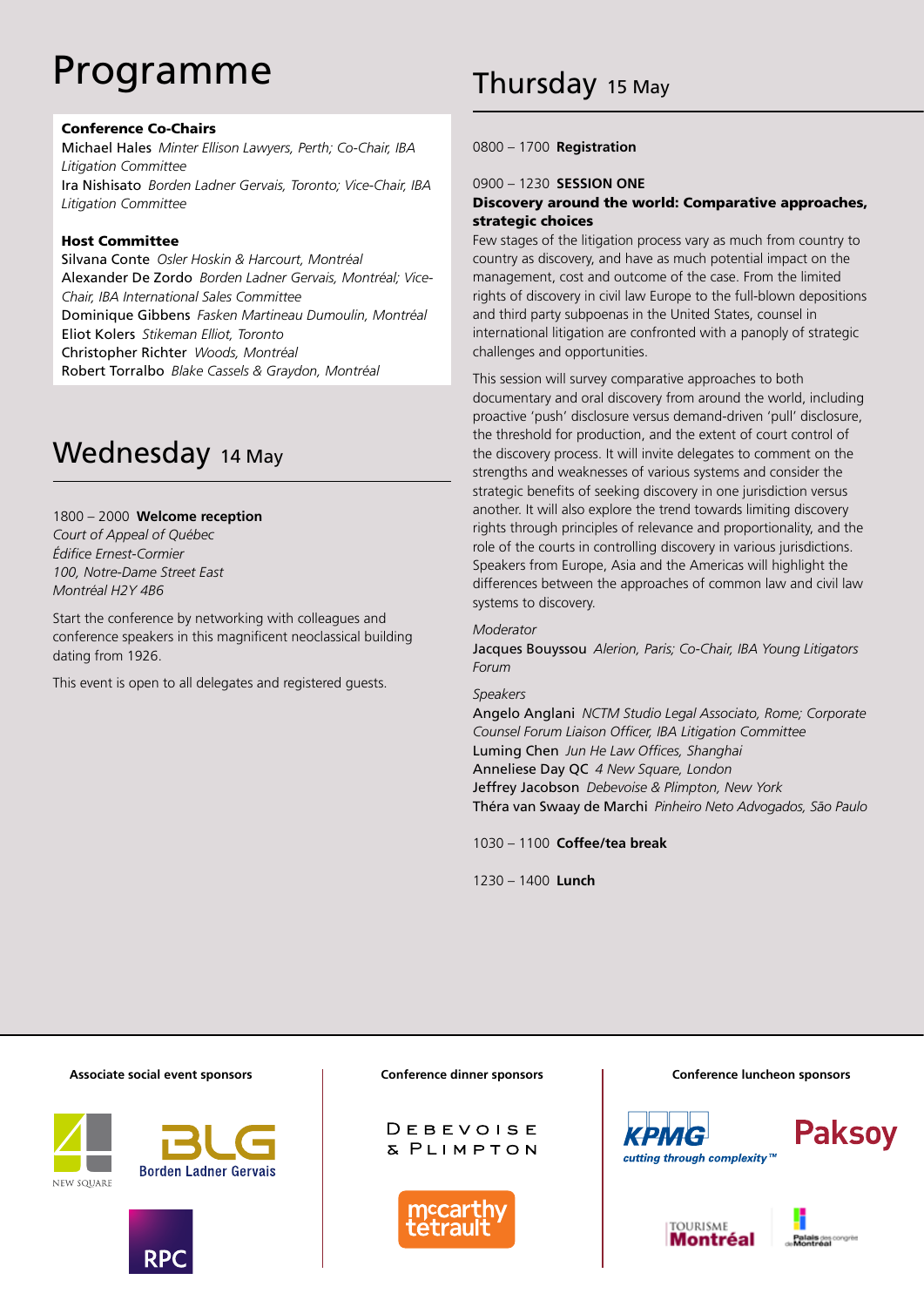# Programme

**Conference Co-Chairs**

Michael Hales *Minter Ellison Lawyers, Perth; Co-Chair, IBA Litigation Committee*

Ira Nishisato *Borden Ladner Gervais, Toronto; Vice-Chair, IBA Litigation Committee*

**Host Committee**

Silvana Conte *Osler Hoskin & Harcourt, Montréal*

Alexander De Zordo *Borden Ladner Gervais, Montréal; Vice-Chair, IBA International Sales Committee*

Dominique Gibbens *Fasken Martineau Dumoulin, Montréal*

Eliot Kolers *Stikeman Elliot, Toronto*

Christopher Richter *Woods, Montréal*

Robert Torralbo *Blake Cassels & Graydon, Montréal*

## Wednesday 14 May

1800 – 2000 **Welcome reception**

*Court of Appeal of Québec*
*Édifice Ernest-Cormier*
*100, Notre-Dame Street East*
*Montréal H2Y 4B6*

Start the conference by networking with colleagues and conference speakers in this magnificent neoclassical building dating from 1926.

This event is open to all delegates and registered guests.

## Thursday 15 May

0800 – 1700 **Registration**

0900 – 1230 **SESSION ONE**

**Discovery around the world: Comparative approaches, strategic choices**

Few stages of the litigation process vary as much from country to country as discovery, and have as much potential impact on the management, cost and outcome of the case. From the limited rights of discovery in civil law Europe to the full-blown depositions and third party subpoenas in the United States, counsel in international litigation are confronted with a panoply of strategic challenges and opportunities.

This session will survey comparative approaches to both documentary and oral discovery from around the world, including proactive 'push' disclosure versus demand-driven 'pull' disclosure, the threshold for production, and the extent of court control of the discovery process. It will invite delegates to comment on the strengths and weaknesses of various systems and consider the strategic benefits of seeking discovery in one jurisdiction versus another. It will also explore the trend towards limiting discovery rights through principles of relevance and proportionality, and the role of the courts in controlling discovery in various jurisdictions. Speakers from Europe, Asia and the Americas will highlight the differences between the approaches of common law and civil law systems to discovery.

*Moderator*

Jacques Bouyssou *Alerion, Paris; Co-Chair, IBA Young Litigators Forum*

*Speakers*

Angelo Anglani *NCTM Studio Legal Associato, Rome; Corporate Counsel Forum Liaison Officer, IBA Litigation Committee*

Luming Chen *Jun He Law Offices, Shanghai*

Anneliese Day QC *4 New Square, London*

Jeffrey Jacobson *Debevoise & Plimpton, New York*

Théra van Swaay de Marchi *Pinheiro Neto Advogados, São Paulo*

1030 – 1100 **Coffee/tea break**

1230 – 1400 **Lunch**

**Associate social event sponsors**

New Square, Borden Ladner Gervais, RPC

**Conference dinner sponsors**

Debevoise & Plimpton, McCarthy Tétrault

**Conference luncheon sponsors**

KPMG cutting through complexity™, Paksoy, Tourisme Montréal, Palais des congrès de Montréal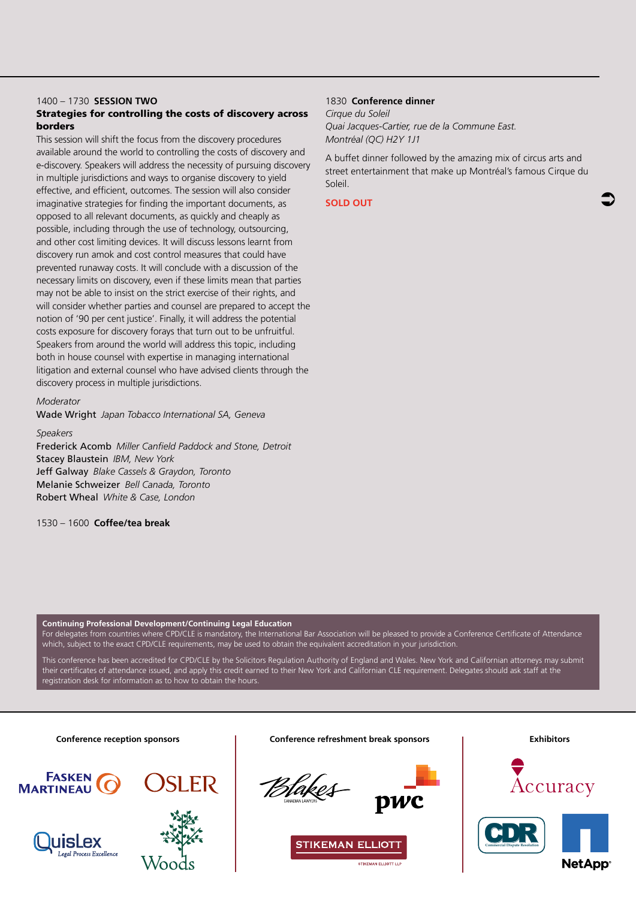1400 – 1730 **SESSION TWO**

**Strategies for controlling the costs of discovery across borders**

This session will shift the focus from the discovery procedures available around the world to controlling the costs of discovery and e-discovery. Speakers will address the necessity of pursuing discovery in multiple jurisdictions and ways to organise discovery to yield effective, and efficient, outcomes. The session will also consider imaginative strategies for finding the important documents, as opposed to all relevant documents, as quickly and cheaply as possible, including through the use of technology, outsourcing, and other cost limiting devices. It will discuss lessons learnt from discovery run amok and cost control measures that could have prevented runaway costs. It will conclude with a discussion of the necessary limits on discovery, even if these limits mean that parties may not be able to insist on the strict exercise of their rights, and will consider whether parties and counsel are prepared to accept the notion of '90 per cent justice'. Finally, it will address the potential costs exposure for discovery forays that turn out to be unfruitful. Speakers from around the world will address this topic, including both in house counsel with expertise in managing international litigation and external counsel who have advised clients through the discovery process in multiple jurisdictions.

*Moderator*

Wade Wright *Japan Tobacco International SA, Geneva*

*Speakers*

Frederick Acomb *Miller Canfield Paddock and Stone, Detroit*
Stacey Blaustein *IBM, New York*
Jeff Galway *Blake Cassels & Graydon, Toronto*
Melanie Schweizer *Bell Canada, Toronto*
Robert Wheal *White & Case, London*

1530 – 1600 **Coffee/tea break**

1830 **Conference dinner**

*Cirque du Soleil*
*Quai Jacques-Cartier, rue de la Commune East.*
*Montréal (QC) H2Y 1J1*

A buffet dinner followed by the amazing mix of circus arts and street entertainment that make up Montréal's famous Cirque du Soleil.

**SOLD OUT**

**Continuing Professional Development/Continuing Legal Education**

For delegates from countries where CPD/CLE is mandatory, the International Bar Association will be pleased to provide a Conference Certificate of Attendance which, subject to the exact CPD/CLE requirements, may be used to obtain the equivalent accreditation in your jurisdiction.

This conference has been accredited for CPD/CLE by the Solicitors Regulation Authority of England and Wales. New York and Californian attorneys may submit their certificates of attendance issued, and apply this credit earned to their New York and Californian CLE requirement. Delegates should ask staff at the registration desk for information as to how to obtain the hours.

**Conference reception sponsors**

Fasken Martineau, Osler, QuisLex (Legal Process Excellence), Woods

**Conference refreshment break sponsors**

Blakes (Canadian Lawyers), pwc, Stikeman Elliott

**Exhibitors**

Accuracy, CDR (Commercial Dispute Resolution), NetApp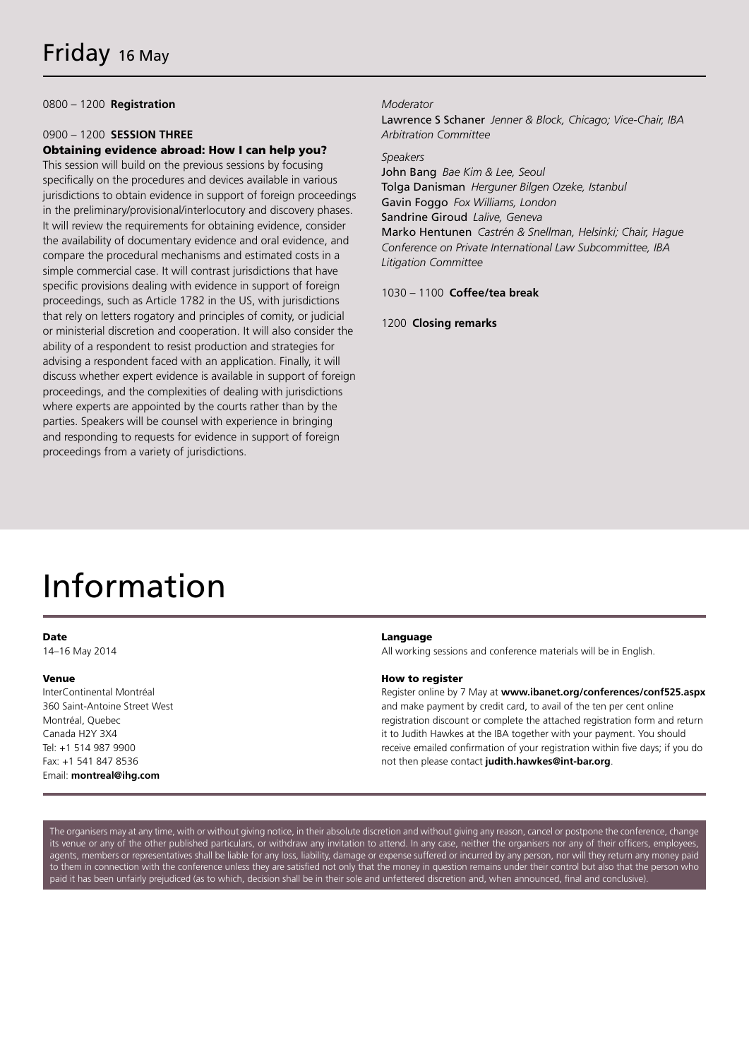# Friday 16 May

0800 – 1200 **Registration**

0900 – 1200 **SESSION THREE**

**Obtaining evidence abroad: How I can help you?**

This session will build on the previous sessions by focusing specifically on the procedures and devices available in various jurisdictions to obtain evidence in support of foreign proceedings in the preliminary/provisional/interlocutory and discovery phases. It will review the requirements for obtaining evidence, consider the availability of documentary evidence and oral evidence, and compare the procedural mechanisms and estimated costs in a simple commercial case. It will contrast jurisdictions that have specific provisions dealing with evidence in support of foreign proceedings, such as Article 1782 in the US, with jurisdictions that rely on letters rogatory and principles of comity, or judicial or ministerial discretion and cooperation. It will also consider the ability of a respondent to resist production and strategies for advising a respondent faced with an application. Finally, it will discuss whether expert evidence is available in support of foreign proceedings, and the complexities of dealing with jurisdictions where experts are appointed by the courts rather than by the parties. Speakers will be counsel with experience in bringing and responding to requests for evidence in support of foreign proceedings from a variety of jurisdictions.

*Moderator*

Lawrence S Schaner *Jenner & Block, Chicago; Vice-Chair, IBA Arbitration Committee*

*Speakers*

John Bang *Bae Kim & Lee, Seoul*

Tolga Danisman *Herguner Bilgen Ozeke, Istanbul*

Gavin Foggo *Fox Williams, London*

Sandrine Giroud *Lalive, Geneva*

Marko Hentunen *Castrén & Snellman, Helsinki; Chair, Hague Conference on Private International Law Subcommittee, IBA Litigation Committee*

1030 – 1100 **Coffee/tea break**

1200 **Closing remarks**

# Information

**Date**

14–16 May 2014

**Venue**

InterContinental Montréal
360 Saint-Antoine Street West
Montréal, Quebec
Canada H2Y 3X4
Tel: +1 514 987 9900
Fax: +1 541 847 8536
Email: **montreal@ihg.com**

**Language**

All working sessions and conference materials will be in English.

**How to register**

Register online by 7 May at **www.ibanet.org/conferences/conf525.aspx** and make payment by credit card, to avail of the ten per cent online registration discount or complete the attached registration form and return it to Judith Hawkes at the IBA together with your payment. You should receive emailed confirmation of your registration within five days; if you do not then please contact **judith.hawkes@int-bar.org**.

The organisers may at any time, with or without giving notice, in their absolute discretion and without giving any reason, cancel or postpone the conference, change its venue or any of the other published particulars, or withdraw any invitation to attend. In any case, neither the organisers nor any of their officers, employees, agents, members or representatives shall be liable for any loss, liability, damage or expense suffered or incurred by any person, nor will they return any money paid to them in connection with the conference unless they are satisfied not only that the money in question remains under their control but also that the person who paid it has been unfairly prejudiced (as to which, decision shall be in their sole and unfettered discretion and, when announced, final and conclusive).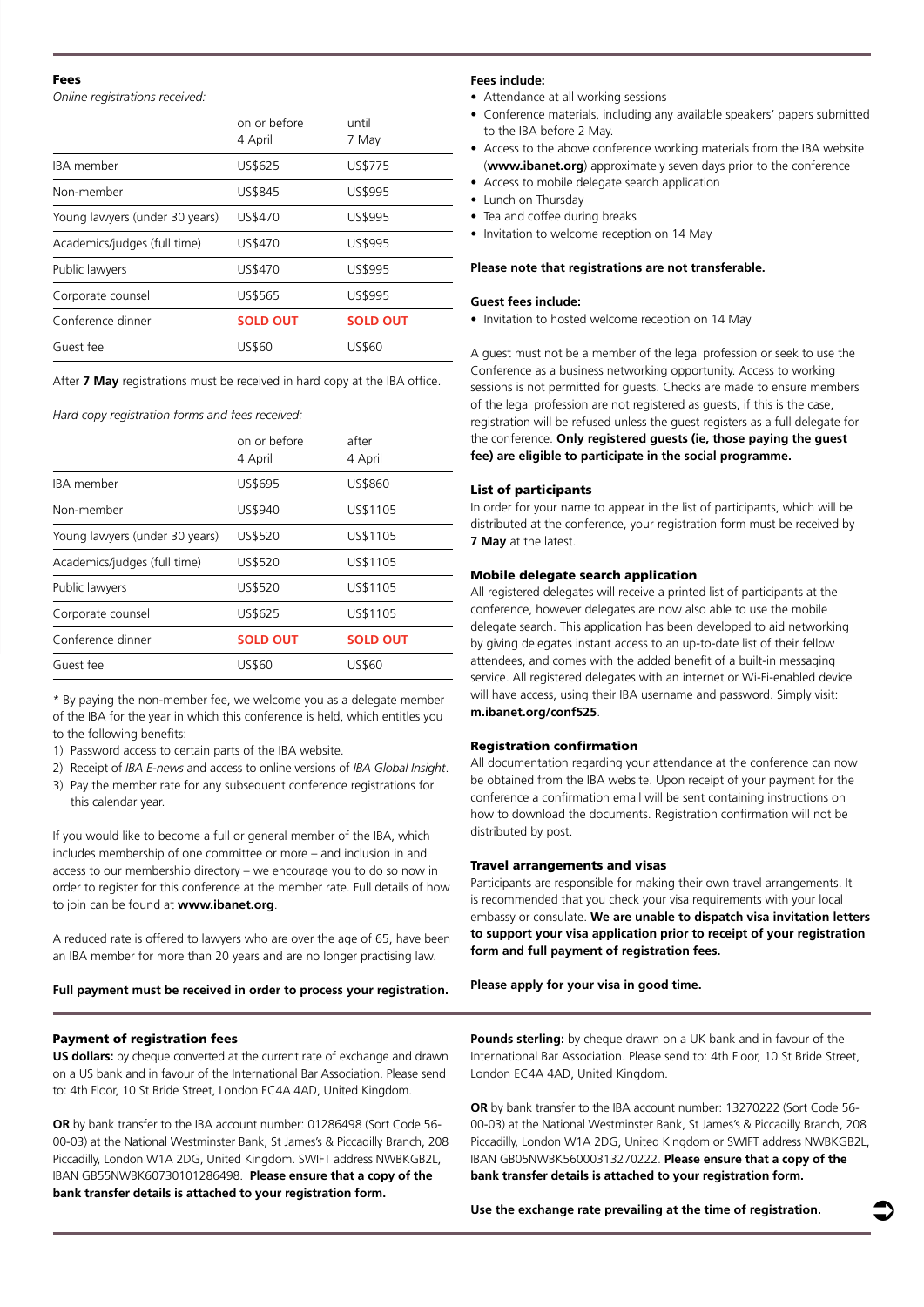## Fees

*Online registrations received:*

| | on or before 4 April | until 7 May |
|---|---|---|
| IBA member | US$625 | US$775 |
| Non-member | US$845 | US$995 |
| Young lawyers (under 30 years) | US$470 | US$995 |
| Academics/judges (full time) | US$470 | US$995 |
| Public lawyers | US$470 | US$995 |
| Corporate counsel | US$565 | US$995 |
| Conference dinner | **SOLD OUT** | **SOLD OUT** |
| Guest fee | US$60 | US$60 |

After **7 May** registrations must be received in hard copy at the IBA office.

*Hard copy registration forms and fees received:*

| | on or before 4 April | after 4 April |
|---|---|---|
| IBA member | US$695 | US$860 |
| Non-member | US$940 | US$1105 |
| Young lawyers (under 30 years) | US$520 | US$1105 |
| Academics/judges (full time) | US$520 | US$1105 |
| Public lawyers | US$520 | US$1105 |
| Corporate counsel | US$625 | US$1105 |
| Conference dinner | **SOLD OUT** | **SOLD OUT** |
| Guest fee | US$60 | US$60 |

* By paying the non-member fee, we welcome you as a delegate member of the IBA for the year in which this conference is held, which entitles you to the following benefits:

1) Password access to certain parts of the IBA website.
2) Receipt of *IBA E-news* and access to online versions of *IBA Global Insight*.
3) Pay the member rate for any subsequent conference registrations for this calendar year.

If you would like to become a full or general member of the IBA, which includes membership of one committee or more – and inclusion in and access to our membership directory – we encourage you to do so now in order to register for this conference at the member rate. Full details of how to join can be found at **www.ibanet.org**.

A reduced rate is offered to lawyers who are over the age of 65, have been an IBA member for more than 20 years and are no longer practising law.

**Full payment must be received in order to process your registration.**

## Fees include:

- Attendance at all working sessions
- Conference materials, including any available speakers' papers submitted to the IBA before 2 May.
- Access to the above conference working materials from the IBA website (**www.ibanet.org**) approximately seven days prior to the conference
- Access to mobile delegate search application
- Lunch on Thursday
- Tea and coffee during breaks
- Invitation to welcome reception on 14 May

**Please note that registrations are not transferable.**

## Guest fees include:

- Invitation to hosted welcome reception on 14 May

A guest must not be a member of the legal profession or seek to use the Conference as a business networking opportunity. Access to working sessions is not permitted for guests. Checks are made to ensure members of the legal profession are not registered as guests, if this is the case, registration will be refused unless the guest registers as a full delegate for the conference. **Only registered guests (ie, those paying the guest fee) are eligible to participate in the social programme.**

## List of participants

In order for your name to appear in the list of participants, which will be distributed at the conference, your registration form must be received by **7 May** at the latest.

## Mobile delegate search application

All registered delegates will receive a printed list of participants at the conference, however delegates are now also able to use the mobile delegate search. This application has been developed to aid networking by giving delegates instant access to an up-to-date list of their fellow attendees, and comes with the added benefit of a built-in messaging service. All registered delegates with an internet or Wi-Fi-enabled device will have access, using their IBA username and password. Simply visit: **m.ibanet.org/conf525**.

## Registration confirmation

All documentation regarding your attendance at the conference can now be obtained from the IBA website. Upon receipt of your payment for the conference a confirmation email will be sent containing instructions on how to download the documents. Registration confirmation will not be distributed by post.

## Travel arrangements and visas

Participants are responsible for making their own travel arrangements. It is recommended that you check your visa requirements with your local embassy or consulate. **We are unable to dispatch visa invitation letters to support your visa application prior to receipt of your registration form and full payment of registration fees.**

**Please apply for your visa in good time.**

## Payment of registration fees

**US dollars:** by cheque converted at the current rate of exchange and drawn on a US bank and in favour of the International Bar Association. Please send to: 4th Floor, 10 St Bride Street, London EC4A 4AD, United Kingdom.

**OR** by bank transfer to the IBA account number: 01286498 (Sort Code 56-00-03) at the National Westminster Bank, St James's & Piccadilly Branch, 208 Piccadilly, London W1A 2DG, United Kingdom. SWIFT address NWBKGB2L, IBAN GB55NWBK60730101286498. **Please ensure that a copy of the bank transfer details is attached to your registration form.**

**Pounds sterling:** by cheque drawn on a UK bank and in favour of the International Bar Association. Please send to: 4th Floor, 10 St Bride Street, London EC4A 4AD, United Kingdom.

**OR** by bank transfer to the IBA account number: 13270222 (Sort Code 56-00-03) at the National Westminster Bank, St James's & Piccadilly Branch, 208 Piccadilly, London W1A 2DG, United Kingdom or SWIFT address NWBKGB2L, IBAN GB05NWBK56000313270222. **Please ensure that a copy of the bank transfer details is attached to your registration form.**

**Use the exchange rate prevailing at the time of registration.**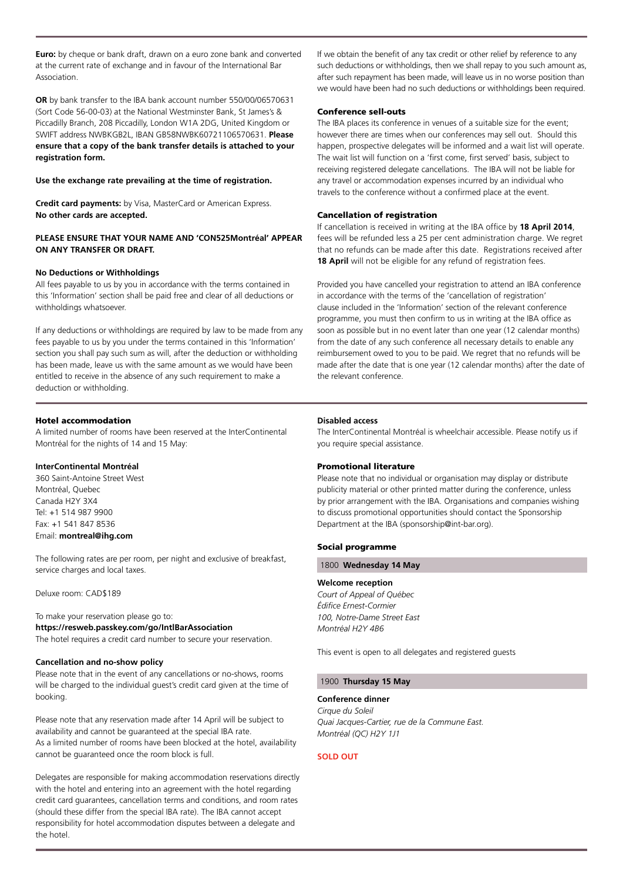**Euro:** by cheque or bank draft, drawn on a euro zone bank and converted at the current rate of exchange and in favour of the International Bar Association.

**OR** by bank transfer to the IBA bank account number 550/00/06570631 (Sort Code 56-00-03) at the National Westminster Bank, St James's & Piccadilly Branch, 208 Piccadilly, London W1A 2DG, United Kingdom or SWIFT address NWBKGB2L, IBAN GB58NWBK60721106570631. **Please ensure that a copy of the bank transfer details is attached to your registration form.**

**Use the exchange rate prevailing at the time of registration.**

**Credit card payments:** by Visa, MasterCard or American Express. **No other cards are accepted.**

**PLEASE ENSURE THAT YOUR NAME AND 'CON525Montréal' APPEAR ON ANY TRANSFER OR DRAFT.**

#### No Deductions or Withholdings

All fees payable to us by you in accordance with the terms contained in this 'Information' section shall be paid free and clear of all deductions or withholdings whatsoever.

If any deductions or withholdings are required by law to be made from any fees payable to us by you under the terms contained in this 'Information' section you shall pay such sum as will, after the deduction or withholding has been made, leave us with the same amount as we would have been entitled to receive in the absence of any such requirement to make a deduction or withholding.

If we obtain the benefit of any tax credit or other relief by reference to any such deductions or withholdings, then we shall repay to you such amount as, after such repayment has been made, will leave us in no worse position than we would have been had no such deductions or withholdings been required.

### Conference sell-outs

The IBA places its conference in venues of a suitable size for the event; however there are times when our conferences may sell out. Should this happen, prospective delegates will be informed and a wait list will operate. The wait list will function on a 'first come, first served' basis, subject to receiving registered delegate cancellations. The IBA will not be liable for any travel or accommodation expenses incurred by an individual who travels to the conference without a confirmed place at the event.

### Cancellation of registration

If cancellation is received in writing at the IBA office by **18 April 2014**, fees will be refunded less a 25 per cent administration charge. We regret that no refunds can be made after this date. Registrations received after **18 April** will not be eligible for any refund of registration fees.

Provided you have cancelled your registration to attend an IBA conference in accordance with the terms of the 'cancellation of registration' clause included in the 'Information' section of the relevant conference programme, you must then confirm to us in writing at the IBA office as soon as possible but in no event later than one year (12 calendar months) from the date of any such conference all necessary details to enable any reimbursement owed to you to be paid. We regret that no refunds will be made after the date that is one year (12 calendar months) after the date of the relevant conference.

### Hotel accommodation

A limited number of rooms have been reserved at the InterContinental Montréal for the nights of 14 and 15 May:

**InterContinental Montréal**
360 Saint-Antoine Street West
Montréal, Quebec
Canada H2Y 3X4
Tel: +1 514 987 9900
Fax: +1 541 847 8536
Email: **montreal@ihg.com**

The following rates are per room, per night and exclusive of breakfast, service charges and local taxes.

Deluxe room: CAD$189

To make your reservation please go to:
**https://resweb.passkey.com/go/IntlBarAssociation**
The hotel requires a credit card number to secure your reservation.

#### Cancellation and no-show policy

Please note that in the event of any cancellations or no-shows, rooms will be charged to the individual guest's credit card given at the time of booking.

Please note that any reservation made after 14 April will be subject to availability and cannot be guaranteed at the special IBA rate. As a limited number of rooms have been blocked at the hotel, availability cannot be guaranteed once the room block is full.

Delegates are responsible for making accommodation reservations directly with the hotel and entering into an agreement with the hotel regarding credit card guarantees, cancellation terms and conditions, and room rates (should these differ from the special IBA rate). The IBA cannot accept responsibility for hotel accommodation disputes between a delegate and the hotel.

#### Disabled access

The InterContinental Montréal is wheelchair accessible. Please notify us if you require special assistance.

### Promotional literature

Please note that no individual or organisation may display or distribute publicity material or other printed matter during the conference, unless by prior arrangement with the IBA. Organisations and companies wishing to discuss promotional opportunities should contact the Sponsorship Department at the IBA (sponsorship@int-bar.org).

### Social programme

1800 **Wednesday 14 May**

**Welcome reception**
*Court of Appeal of Québec*
*Édifice Ernest-Cormier*
*100, Notre-Dame Street East*
*Montréal H2Y 4B6*

This event is open to all delegates and registered guests

1900 **Thursday 15 May**

**Conference dinner**
*Cirque du Soleil*
*Quai Jacques-Cartier, rue de la Commune East.*
*Montréal (QC) H2Y 1J1*

**SOLD OUT**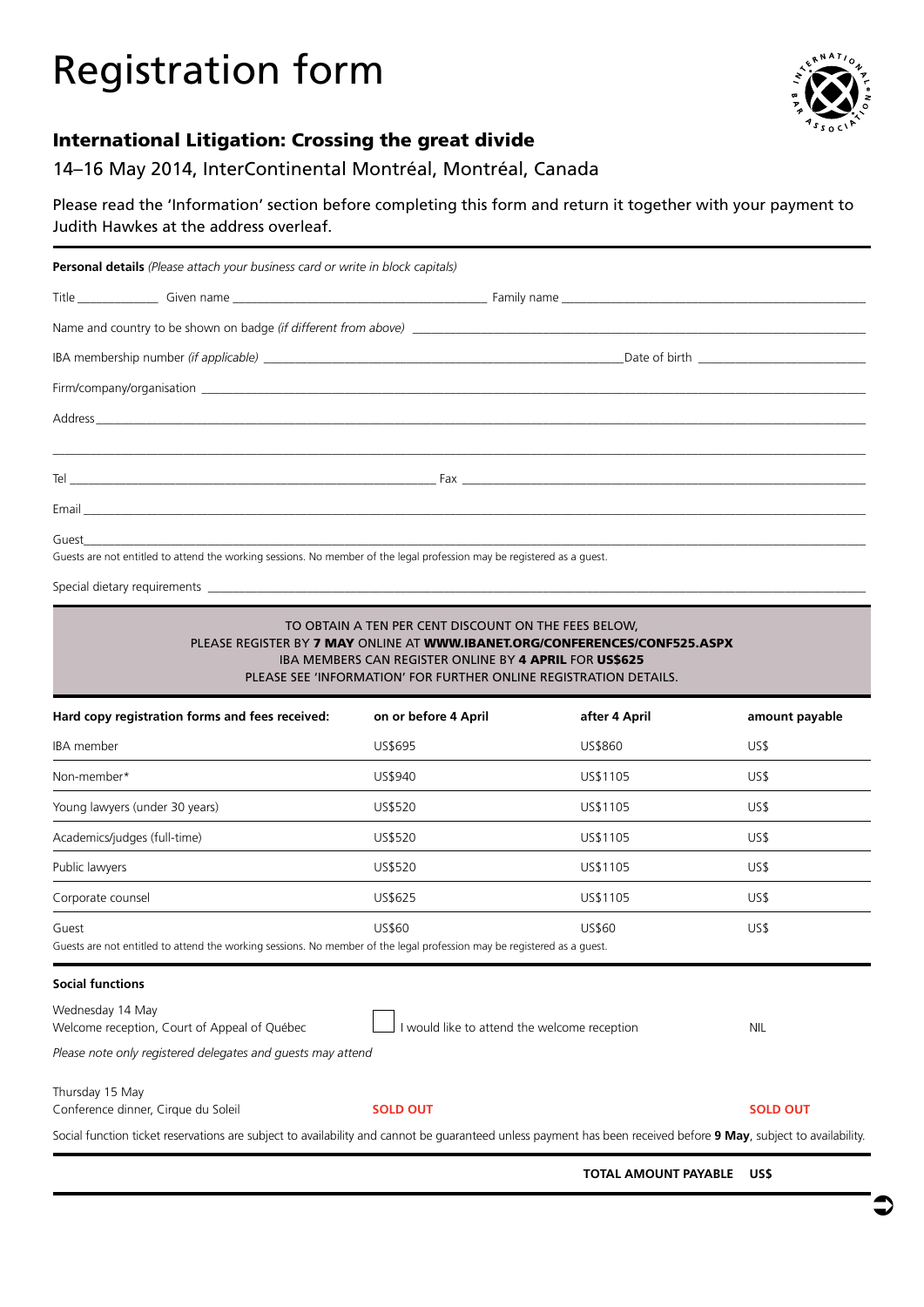# Registration form

## International Litigation: Crossing the great divide

14–16 May 2014, InterContinental Montréal, Montréal, Canada

Please read the 'Information' section before completing this form and return it together with your payment to Judith Hawkes at the address overleaf.

**Personal details** *(Please attach your business card or write in block capitals)*

Title ____________ Given name ________________________________ Family name ________________________________

Name and country to be shown on badge *(if different from above)* ________________________________

IBA membership number *(if applicable)* ________________________________ Date of birth ____________________

Firm/company/organisation ________________________________

Address ________________________________

________________________________

Tel ________________________________ Fax ________________________________

Email ________________________________

Guest ________________________________

Guests are not entitled to attend the working sessions. No member of the legal profession may be registered as a guest.

Special dietary requirements ________________________________

TO OBTAIN A TEN PER CENT DISCOUNT ON THE FEES BELOW,
PLEASE REGISTER BY **7 MAY** ONLINE AT **WWW.IBANET.ORG/CONFERENCES/CONF525.ASPX**
IBA MEMBERS CAN REGISTER ONLINE BY **4 APRIL** FOR **US$625**
PLEASE SEE 'INFORMATION' FOR FURTHER ONLINE REGISTRATION DETAILS.

| Hard copy registration forms and fees received: | on or before 4 April | after 4 April | amount payable |
|---|---|---|---|
| IBA member | US$695 | US$860 | US$ |
| Non-member* | US$940 | US$1105 | US$ |
| Young lawyers (under 30 years) | US$520 | US$1105 | US$ |
| Academics/judges (full-time) | US$520 | US$1105 | US$ |
| Public lawyers | US$520 | US$1105 | US$ |
| Corporate counsel | US$625 | US$1105 | US$ |
| Guest | US$60 | US$60 | US$ |

Guests are not entitled to attend the working sessions. No member of the legal profession may be registered as a guest.

**Social functions**

Wednesday 14 May
Welcome reception, Court of Appeal of Québec — ☐ I would like to attend the welcome reception — NIL

*Please note only registered delegates and guests may attend*

Thursday 15 May
Conference dinner, Cirque du Soleil — **SOLD OUT** — **SOLD OUT**

Social function ticket reservations are subject to availability and cannot be guaranteed unless payment has been received before **9 May**, subject to availability.

**TOTAL AMOUNT PAYABLE US$**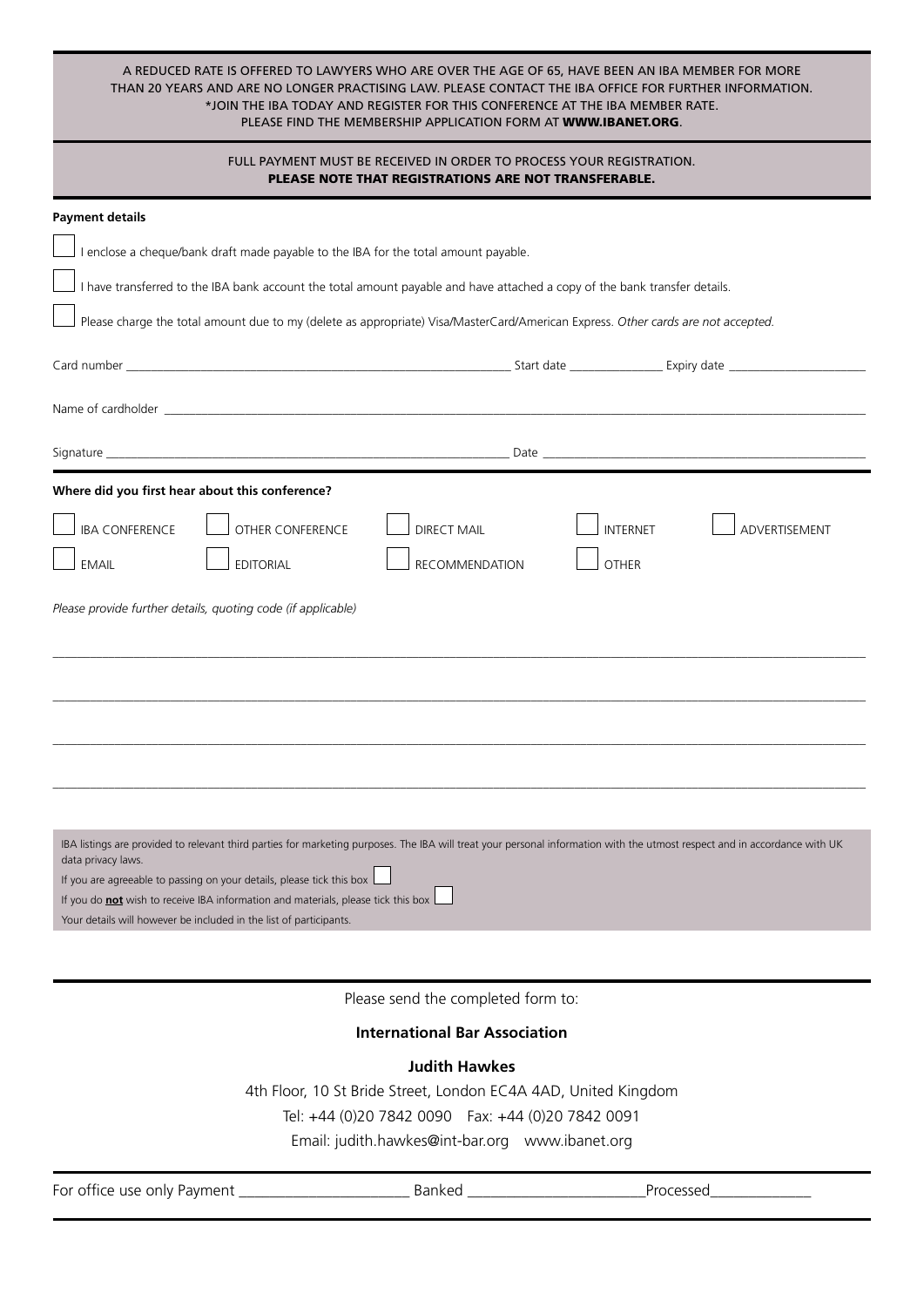A REDUCED RATE IS OFFERED TO LAWYERS WHO ARE OVER THE AGE OF 65, HAVE BEEN AN IBA MEMBER FOR MORE THAN 20 YEARS AND ARE NO LONGER PRACTISING LAW. PLEASE CONTACT THE IBA OFFICE FOR FURTHER INFORMATION.
*JOIN THE IBA TODAY AND REGISTER FOR THIS CONFERENCE AT THE IBA MEMBER RATE.
PLEASE FIND THE MEMBERSHIP APPLICATION FORM AT **WWW.IBANET.ORG**.

FULL PAYMENT MUST BE RECEIVED IN ORDER TO PROCESS YOUR REGISTRATION.
**PLEASE NOTE THAT REGISTRATIONS ARE NOT TRANSFERABLE.**

**Payment details**

☐ I enclose a cheque/bank draft made payable to the IBA for the total amount payable.

☐ I have transferred to the IBA bank account the total amount payable and have attached a copy of the bank transfer details.

☐ Please charge the total amount due to my (delete as appropriate) Visa/MasterCard/American Express. *Other cards are not accepted.*

Card number ______________________ Start date ______________ Expiry date ______________

Name of cardholder ______________________________________________

Signature ______________________ Date ______________________

**Where did you first hear about this conference?**

☐ IBA CONFERENCE ☐ OTHER CONFERENCE ☐ DIRECT MAIL ☐ INTERNET ☐ ADVERTISEMENT

☐ EMAIL ☐ EDITORIAL ☐ RECOMMENDATION ☐ OTHER

*Please provide further details, quoting code (if applicable)*

______________________________________________

______________________________________________

______________________________________________

______________________________________________

IBA listings are provided to relevant third parties for marketing purposes. The IBA will treat your personal information with the utmost respect and in accordance with UK data privacy laws.
If you are agreeable to passing on your details, please tick this box ☐
If you do **not** wish to receive IBA information and materials, please tick this box ☐
Your details will however be included in the list of participants.

Please send the completed form to:

**International Bar Association**

**Judith Hawkes**

4th Floor, 10 St Bride Street, London EC4A 4AD, United Kingdom
Tel: +44 (0)20 7842 0090 Fax: +44 (0)20 7842 0091
Email: judith.hawkes@int-bar.org www.ibanet.org

For office use only Payment ______________ Banked ______________ Processed ______________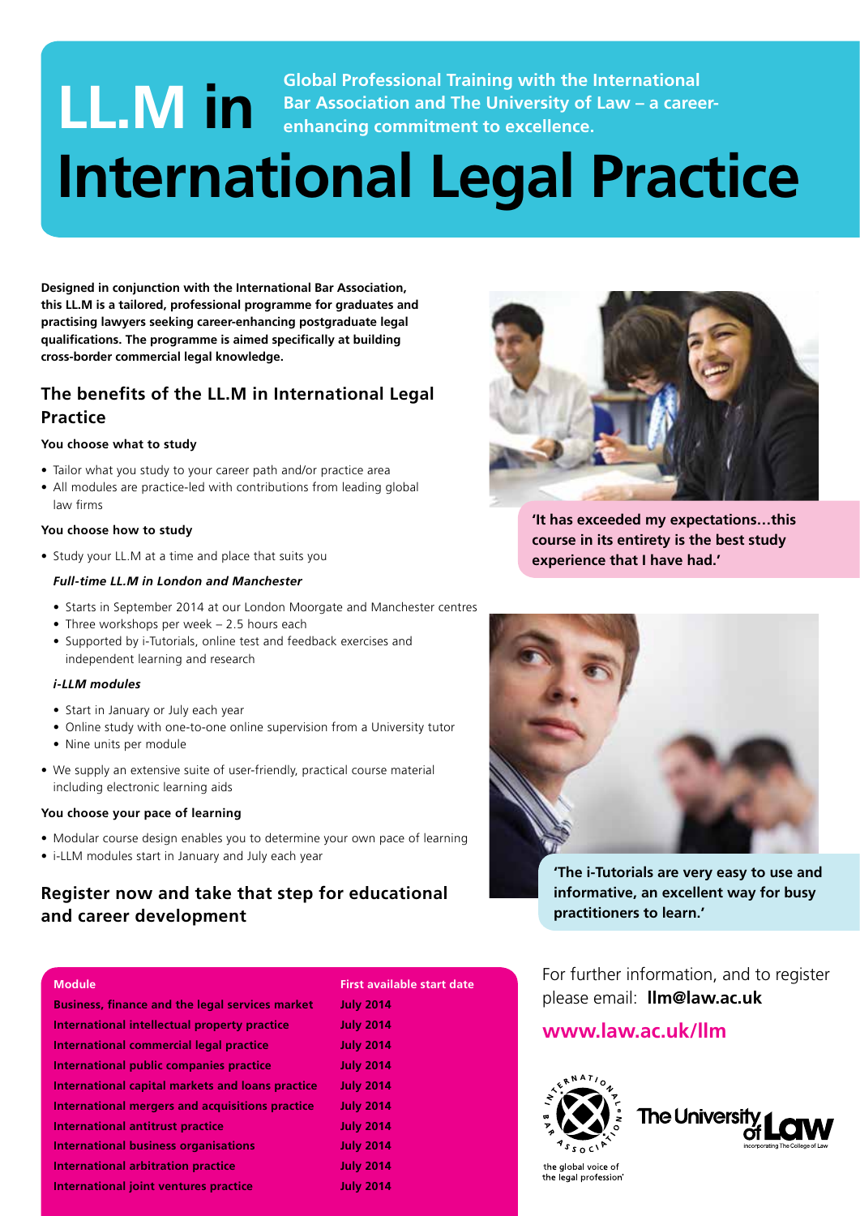# LL.M in International Legal Practice

**Global Professional Training with the International Bar Association and The University of Law – a career-enhancing commitment to excellence.**

**Designed in conjunction with the International Bar Association, this LL.M is a tailored, professional programme for graduates and practising lawyers seeking career-enhancing postgraduate legal qualifications. The programme is aimed specifically at building cross-border commercial legal knowledge.**

## The benefits of the LL.M in International Legal Practice

**You choose what to study**

- Tailor what you study to your career path and/or practice area
- All modules are practice-led with contributions from leading global law firms

**You choose how to study**

- Study your LL.M at a time and place that suits you

***Full-time LL.M in London and Manchester***

- Starts in September 2014 at our London Moorgate and Manchester centres
- Three workshops per week – 2.5 hours each
- Supported by i-Tutorials, online test and feedback exercises and independent learning and research

***i-LLM modules***

- Start in January or July each year
- Online study with one-to-one online supervision from a University tutor
- Nine units per module

- We supply an extensive suite of user-friendly, practical course material including electronic learning aids

**You choose your pace of learning**

- Modular course design enables you to determine your own pace of learning
- i-LLM modules start in January and July each year

## Register now and take that step for educational and career development

| Module | First available start date |
|---|---|
| Business, finance and the legal services market | July 2014 |
| International intellectual property practice | July 2014 |
| International commercial legal practice | July 2014 |
| International public companies practice | July 2014 |
| International capital markets and loans practice | July 2014 |
| International mergers and acquisitions practice | July 2014 |
| International antitrust practice | July 2014 |
| International business organisations | July 2014 |
| International arbitration practice | July 2014 |
| International joint ventures practice | July 2014 |

**'It has exceeded my expectations…this course in its entirety is the best study experience that I have had.'**

**'The i-Tutorials are very easy to use and informative, an excellent way for busy practitioners to learn.'**

For further information, and to register please email: **llm@law.ac.uk**

**www.law.ac.uk/llm**

International Bar Association – the global voice of the legal profession®

The University of Law – incorporating The College of Law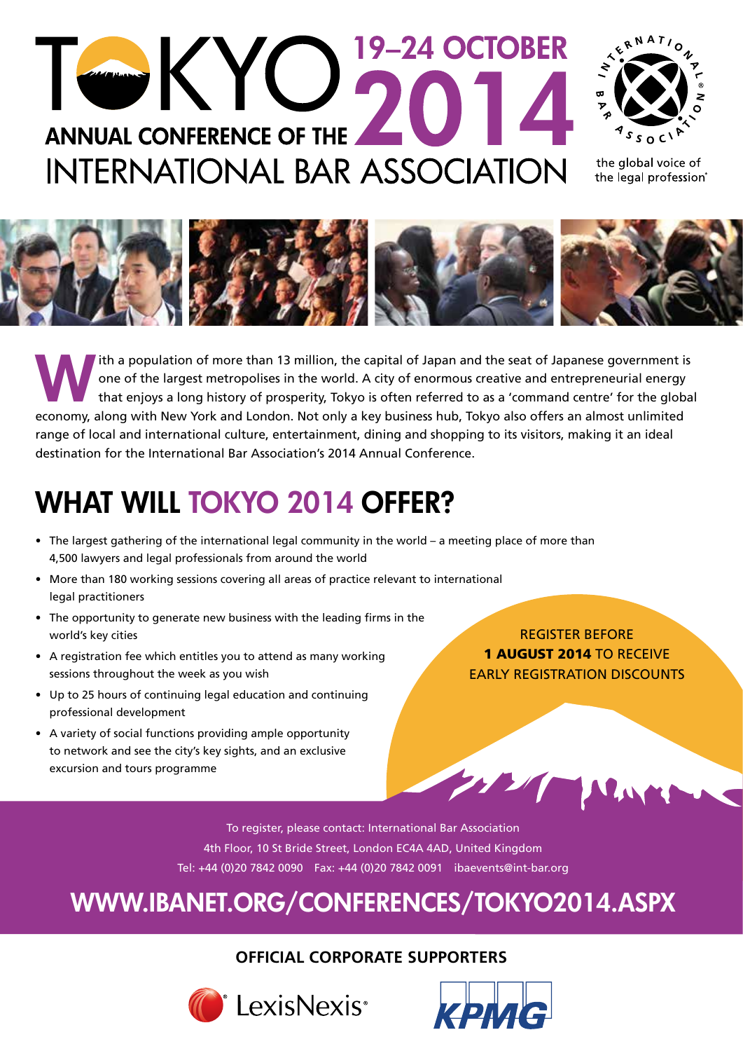# TOKYO 19–24 OCTOBER 2014

## ANNUAL CONFERENCE OF THE INTERNATIONAL BAR ASSOCIATION

INTERNATIONAL BAR ASSOCIATION

the global voice of the legal profession®

With a population of more than 13 million, the capital of Japan and the seat of Japanese government is one of the largest metropolises in the world. A city of enormous creative and entrepreneurial energy that enjoys a long history of prosperity, Tokyo is often referred to as a 'command centre' for the global economy, along with New York and London. Not only a key business hub, Tokyo also offers an almost unlimited range of local and international culture, entertainment, dining and shopping to its visitors, making it an ideal destination for the International Bar Association's 2014 Annual Conference.

## WHAT WILL TOKYO 2014 OFFER?

- The largest gathering of the international legal community in the world – a meeting place of more than 4,500 lawyers and legal professionals from around the world
- More than 180 working sessions covering all areas of practice relevant to international legal practitioners
- The opportunity to generate new business with the leading firms in the world's key cities
- A registration fee which entitles you to attend as many working sessions throughout the week as you wish
- Up to 25 hours of continuing legal education and continuing professional development
- A variety of social functions providing ample opportunity to network and see the city's key sights, and an exclusive excursion and tours programme

REGISTER BEFORE **1 AUGUST 2014** TO RECEIVE EARLY REGISTRATION DISCOUNTS

To register, please contact: International Bar Association
4th Floor, 10 St Bride Street, London EC4A 4AD, United Kingdom
Tel: +44 (0)20 7842 0090 Fax: +44 (0)20 7842 0091 ibaevents@int-bar.org

**WWW.IBANET.ORG/CONFERENCES/TOKYO2014.ASPX**

**OFFICIAL CORPORATE SUPPORTERS**

LexisNexis® KPMG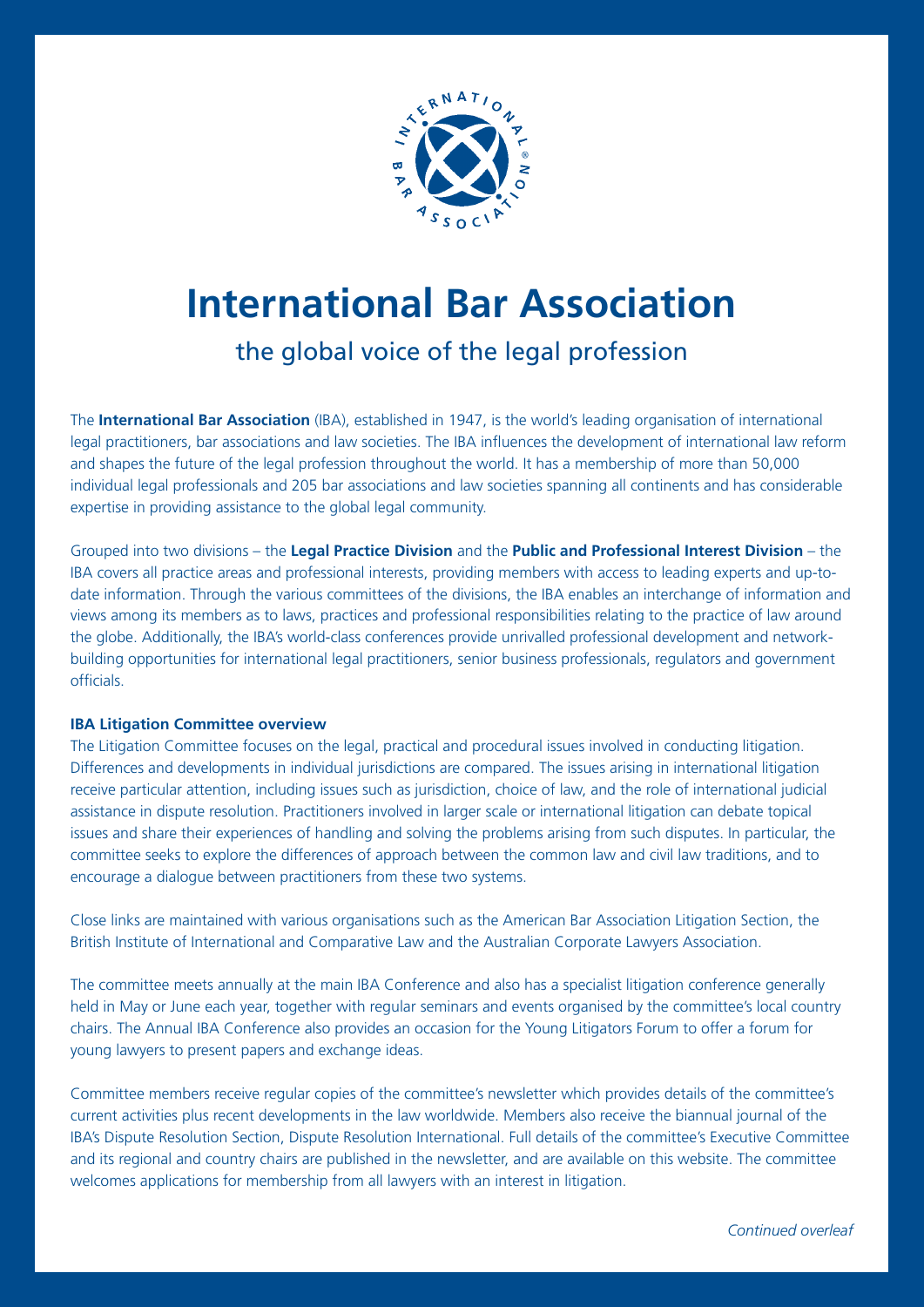# International Bar Association

## the global voice of the legal profession

The **International Bar Association** (IBA), established in 1947, is the world's leading organisation of international legal practitioners, bar associations and law societies. The IBA influences the development of international law reform and shapes the future of the legal profession throughout the world. It has a membership of more than 50,000 individual legal professionals and 205 bar associations and law societies spanning all continents and has considerable expertise in providing assistance to the global legal community.

Grouped into two divisions – the **Legal Practice Division** and the **Public and Professional Interest Division** – the IBA covers all practice areas and professional interests, providing members with access to leading experts and up-to-date information. Through the various committees of the divisions, the IBA enables an interchange of information and views among its members as to laws, practices and professional responsibilities relating to the practice of law around the globe. Additionally, the IBA's world-class conferences provide unrivalled professional development and network-building opportunities for international legal practitioners, senior business professionals, regulators and government officials.

**IBA Litigation Committee overview**

The Litigation Committee focuses on the legal, practical and procedural issues involved in conducting litigation. Differences and developments in individual jurisdictions are compared. The issues arising in international litigation receive particular attention, including issues such as jurisdiction, choice of law, and the role of international judicial assistance in dispute resolution. Practitioners involved in larger scale or international litigation can debate topical issues and share their experiences of handling and solving the problems arising from such disputes. In particular, the committee seeks to explore the differences of approach between the common law and civil law traditions, and to encourage a dialogue between practitioners from these two systems.

Close links are maintained with various organisations such as the American Bar Association Litigation Section, the British Institute of International and Comparative Law and the Australian Corporate Lawyers Association.

The committee meets annually at the main IBA Conference and also has a specialist litigation conference generally held in May or June each year, together with regular seminars and events organised by the committee's local country chairs. The Annual IBA Conference also provides an occasion for the Young Litigators Forum to offer a forum for young lawyers to present papers and exchange ideas.

Committee members receive regular copies of the committee's newsletter which provides details of the committee's current activities plus recent developments in the law worldwide. Members also receive the biannual journal of the IBA's Dispute Resolution Section, Dispute Resolution International. Full details of the committee's Executive Committee and its regional and country chairs are published in the newsletter, and are available on this website. The committee welcomes applications for membership from all lawyers with an interest in litigation.

*Continued overleaf*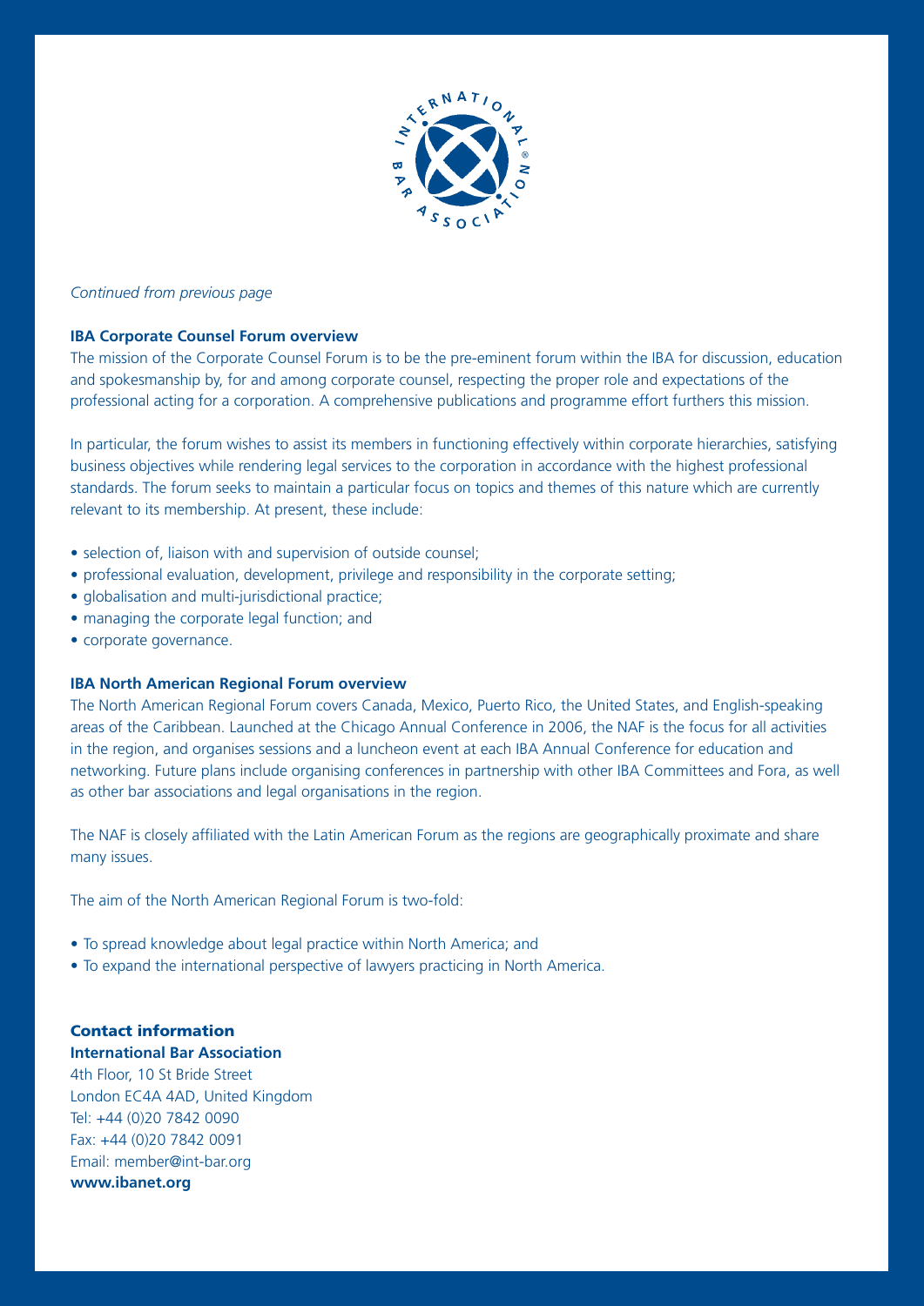*Continued from previous page*

**IBA Corporate Counsel Forum overview**

The mission of the Corporate Counsel Forum is to be the pre-eminent forum within the IBA for discussion, education and spokesmanship by, for and among corporate counsel, respecting the proper role and expectations of the professional acting for a corporation. A comprehensive publications and programme effort furthers this mission.

In particular, the forum wishes to assist its members in functioning effectively within corporate hierarchies, satisfying business objectives while rendering legal services to the corporation in accordance with the highest professional standards. The forum seeks to maintain a particular focus on topics and themes of this nature which are currently relevant to its membership. At present, these include:

- selection of, liaison with and supervision of outside counsel;
- professional evaluation, development, privilege and responsibility in the corporate setting;
- globalisation and multi-jurisdictional practice;
- managing the corporate legal function; and
- corporate governance.

**IBA North American Regional Forum overview**

The North American Regional Forum covers Canada, Mexico, Puerto Rico, the United States, and English-speaking areas of the Caribbean. Launched at the Chicago Annual Conference in 2006, the NAF is the focus for all activities in the region, and organises sessions and a luncheon event at each IBA Annual Conference for education and networking. Future plans include organising conferences in partnership with other IBA Committees and Fora, as well as other bar associations and legal organisations in the region.

The NAF is closely affiliated with the Latin American Forum as the regions are geographically proximate and share many issues.

The aim of the North American Regional Forum is two-fold:

- To spread knowledge about legal practice within North America; and
- To expand the international perspective of lawyers practicing in North America.

## Contact information

**International Bar Association**
4th Floor, 10 St Bride Street
London EC4A 4AD, United Kingdom
Tel: +44 (0)20 7842 0090
Fax: +44 (0)20 7842 0091
Email: member@int-bar.org
**www.ibanet.org**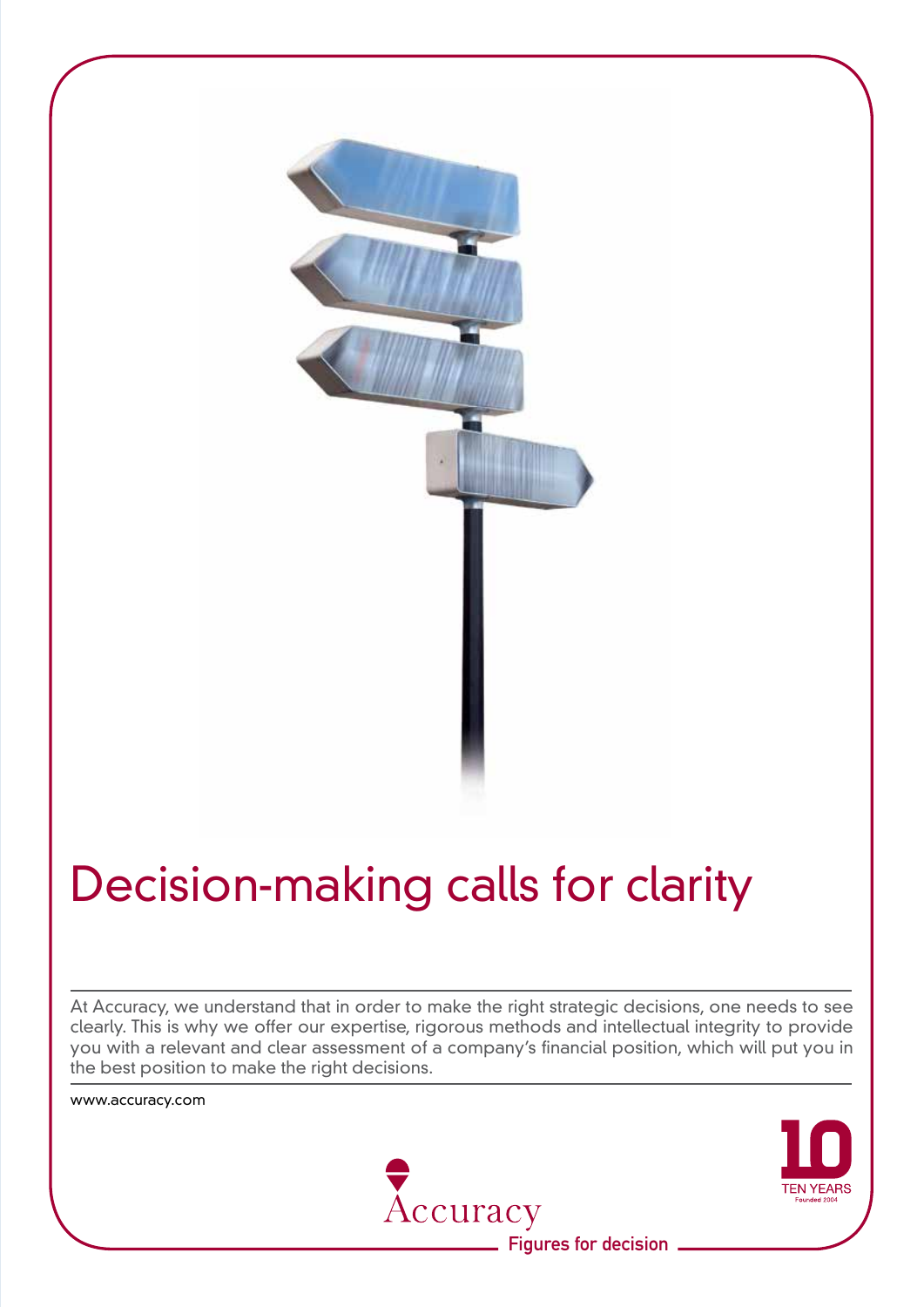# Decision-making calls for clarity

At Accuracy, we understand that in order to make the right strategic decisions, one needs to see clearly. This is why we offer our expertise, rigorous methods and intellectual integrity to provide you with a relevant and clear assessment of a company's financial position, which will put you in the best position to make the right decisions.

www.accuracy.com

Accuracy

Figures for decision

10 TEN YEARS Founded 2004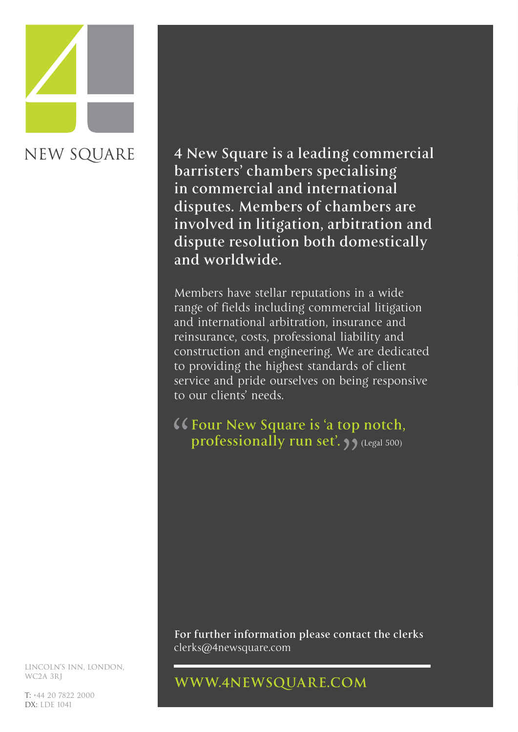NEW SQUARE

**4 New Square is a leading commercial barristers' chambers specialising in commercial and international disputes. Members of chambers are involved in litigation, arbitration and dispute resolution both domestically and worldwide.**

Members have stellar reputations in a wide range of fields including commercial litigation and international arbitration, insurance and reinsurance, costs, professional liability and construction and engineering. We are dedicated to providing the highest standards of client service and pride ourselves on being responsive to our clients' needs.

> **"Four New Square is 'a top notch, professionally run set'."** (Legal 500)

**For further information please contact the clerks**
clerks@4newsquare.com

**WWW.4NEWSQUARE.COM**

LINCOLN'S INN, LONDON, WC2A 3RJ

T: +44 20 7822 2000
DX: LDE 1041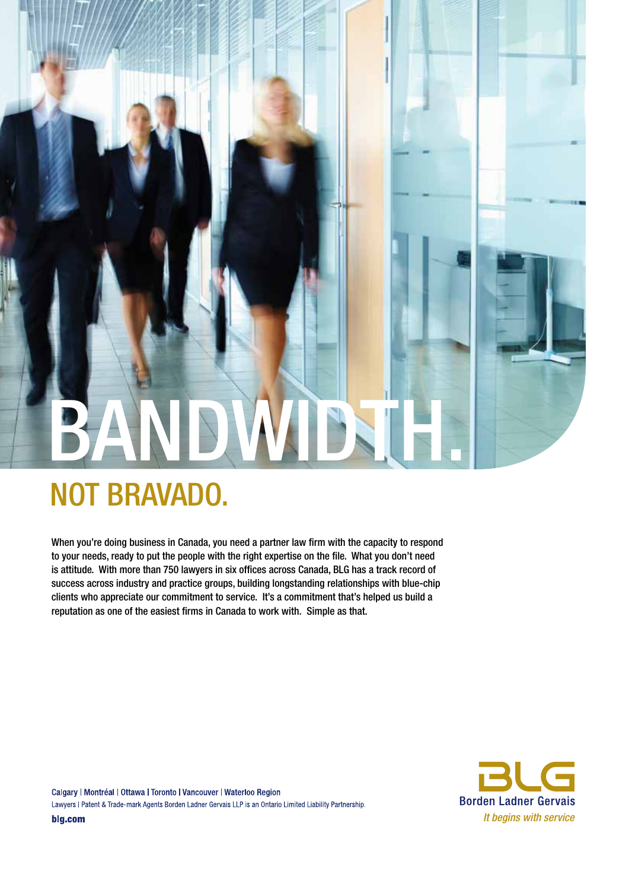# BANDWIDTH.

## NOT BRAVADO.

When you're doing business in Canada, you need a partner law firm with the capacity to respond to your needs, ready to put the people with the right expertise on the file. What you don't need is attitude. With more than 750 lawyers in six offices across Canada, BLG has a track record of success across industry and practice groups, building longstanding relationships with blue-chip clients who appreciate our commitment to service. It's a commitment that's helped us build a reputation as one of the easiest firms in Canada to work with. Simple as that.

Calgary | Montréal | Ottawa | Toronto | Vancouver | Waterloo Region

Lawyers | Patent & Trade-mark Agents Borden Ladner Gervais LLP is an Ontario Limited Liability Partnership.

**blg.com**

BLG

Borden Ladner Gervais

*It begins with service*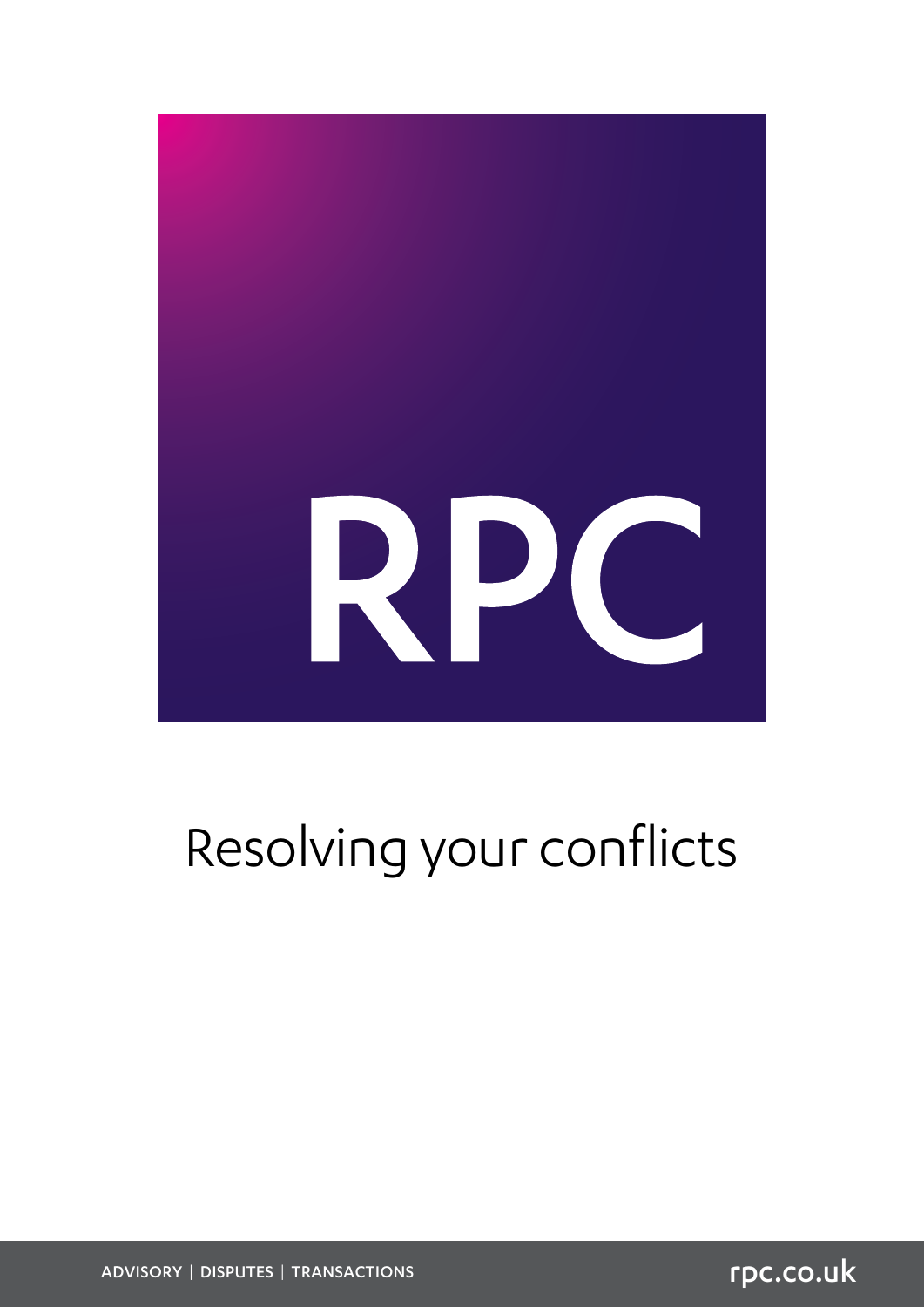RPC

Resolving your conflicts

ADVISORY | DISPUTES | TRANSACTIONS

rpc.co.uk